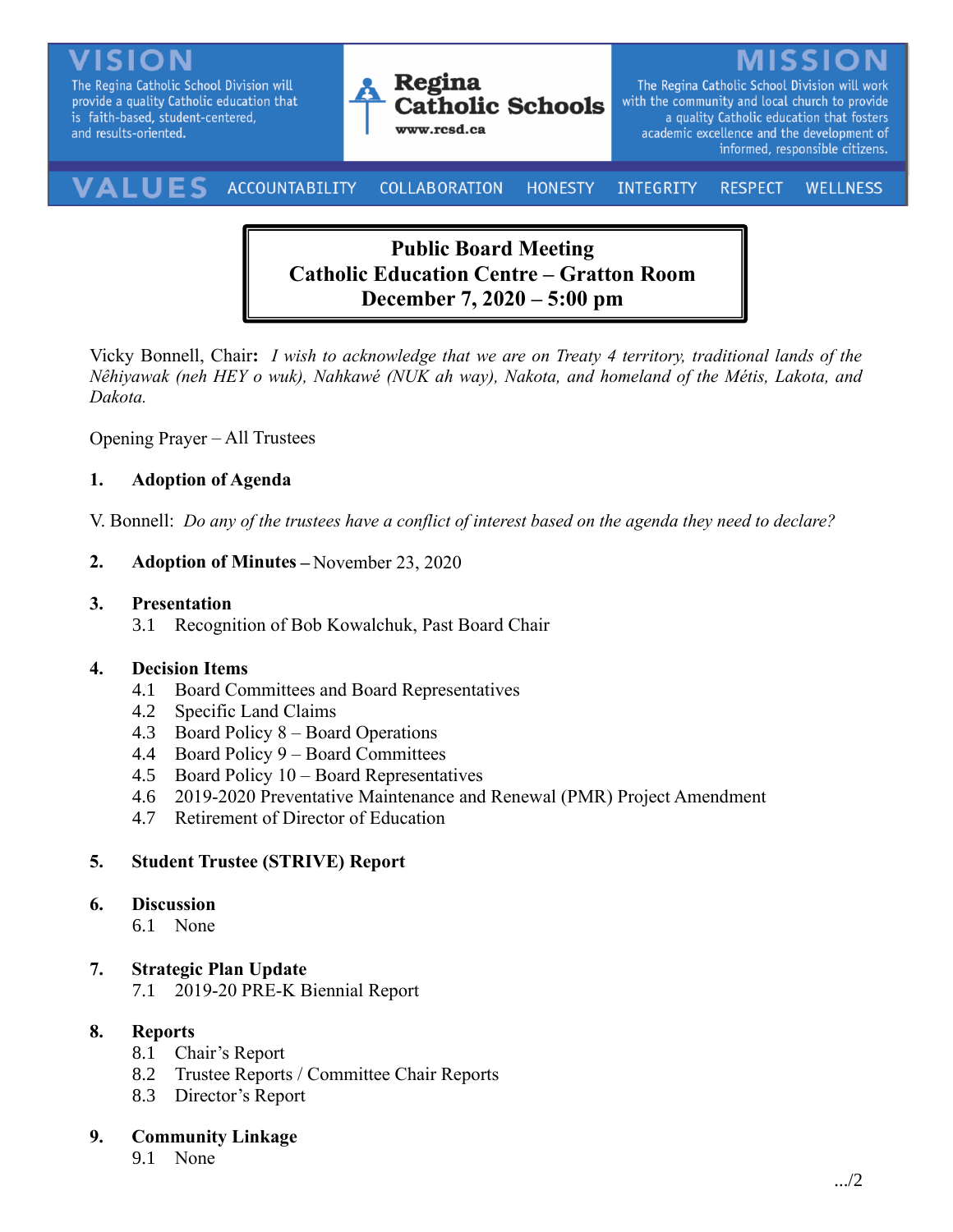VISION
The Regina Catholic School Division will provide a quality Catholic education that is faith-based, student-centered, and results-oriented.

**Regina Catholic Schools**
www.rcsd.ca

MISSION
The Regina Catholic School Division will work with the community and local church to provide a quality Catholic education that fosters academic excellence and the development of informed, responsible citizens.

VALUES ACCOUNTABILITY COLLABORATION HONESTY INTEGRITY RESPECT WELLNESS

# Public Board Meeting
# Catholic Education Centre – Gratton Room
# December 7, 2020 – 5:00 pm

Vicky Bonnell, Chair**:** *I wish to acknowledge that we are on Treaty 4 territory, traditional lands of the Nêhiyawak (neh HEY o wuk), Nahkawé (NUK ah way), Nakota, and homeland of the Métis, Lakota, and Dakota.*

Opening Prayer – All Trustees

**1. Adoption of Agenda**

V. Bonnell: *Do any of the trustees have a conflict of interest based on the agenda they need to declare?*

**2. Adoption of Minutes –** November 23, 2020

**3. Presentation**
- 3.1 Recognition of Bob Kowalchuk, Past Board Chair

**4. Decision Items**
- 4.1 Board Committees and Board Representatives
- 4.2 Specific Land Claims
- 4.3 Board Policy 8 – Board Operations
- 4.4 Board Policy 9 – Board Committees
- 4.5 Board Policy 10 – Board Representatives
- 4.6 2019-2020 Preventative Maintenance and Renewal (PMR) Project Amendment
- 4.7 Retirement of Director of Education

**5. Student Trustee (STRIVE) Report**

**6. Discussion**
- 6.1 None

**7. Strategic Plan Update**
- 7.1 2019-20 PRE-K Biennial Report

**8. Reports**
- 8.1 Chair's Report
- 8.2 Trustee Reports / Committee Chair Reports
- 8.3 Director's Report

**9. Community Linkage**
- 9.1 None

.../2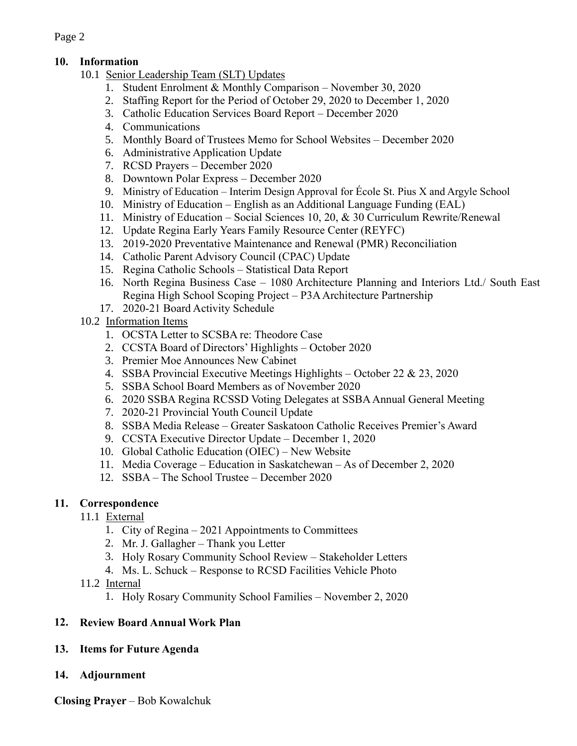## 10. Information

10.1 Senior Leadership Team (SLT) Updates

1. Student Enrolment & Monthly Comparison – November 30, 2020
2. Staffing Report for the Period of October 29, 2020 to December 1, 2020
3. Catholic Education Services Board Report – December 2020
4. Communications
5. Monthly Board of Trustees Memo for School Websites – December 2020
6. Administrative Application Update
7. RCSD Prayers – December 2020
8. Downtown Polar Express – December 2020
9. Ministry of Education – Interim Design Approval for École St. Pius X and Argyle School
10. Ministry of Education – English as an Additional Language Funding (EAL)
11. Ministry of Education – Social Sciences 10, 20, & 30 Curriculum Rewrite/Renewal
12. Update Regina Early Years Family Resource Center (REYFC)
13. 2019-2020 Preventative Maintenance and Renewal (PMR) Reconciliation
14. Catholic Parent Advisory Council (CPAC) Update
15. Regina Catholic Schools – Statistical Data Report
16. North Regina Business Case – 1080 Architecture Planning and Interiors Ltd./ South East Regina High School Scoping Project – P3A Architecture Partnership
17. 2020-21 Board Activity Schedule

10.2 Information Items

1. OCSTA Letter to SCSBA re: Theodore Case
2. CCSTA Board of Directors' Highlights – October 2020
3. Premier Moe Announces New Cabinet
4. SSBA Provincial Executive Meetings Highlights – October 22 & 23, 2020
5. SSBA School Board Members as of November 2020
6. 2020 SSBA Regina RCSSD Voting Delegates at SSBA Annual General Meeting
7. 2020-21 Provincial Youth Council Update
8. SSBA Media Release – Greater Saskatoon Catholic Receives Premier's Award
9. CCSTA Executive Director Update – December 1, 2020
10. Global Catholic Education (OIEC) – New Website
11. Media Coverage – Education in Saskatchewan – As of December 2, 2020
12. SSBA – The School Trustee – December 2020

## 11. Correspondence

11.1 External

1. City of Regina – 2021 Appointments to Committees
2. Mr. J. Gallagher – Thank you Letter
3. Holy Rosary Community School Review – Stakeholder Letters
4. Ms. L. Schuck – Response to RCSD Facilities Vehicle Photo

11.2 Internal

1. Holy Rosary Community School Families – November 2, 2020

## 12. Review Board Annual Work Plan

## 13. Items for Future Agenda

## 14. Adjournment

**Closing Prayer** – Bob Kowalchuk